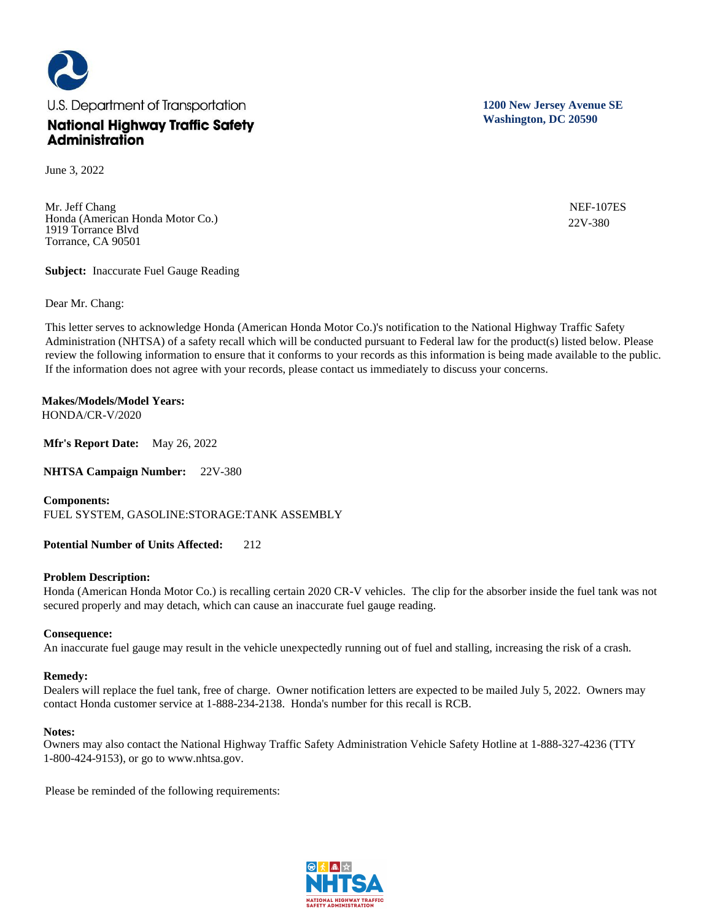U.S. Department of Transportation

**National Highway Traffic Safety Administration**

**1200 New Jersey Avenue SE**
**Washington, DC 20590**

June 3, 2022

Mr. Jeff Chang
Honda (American Honda Motor Co.)
1919 Torrance Blvd
Torrance, CA 90501

NEF-107ES
22V-380

**Subject:** Inaccurate Fuel Gauge Reading

Dear Mr. Chang:

This letter serves to acknowledge Honda (American Honda Motor Co.)'s notification to the National Highway Traffic Safety Administration (NHTSA) of a safety recall which will be conducted pursuant to Federal law for the product(s) listed below. Please review the following information to ensure that it conforms to your records as this information is being made available to the public. If the information does not agree with your records, please contact us immediately to discuss your concerns.

**Makes/Models/Model Years:**
HONDA/CR-V/2020

**Mfr's Report Date:** May 26, 2022

**NHTSA Campaign Number:** 22V-380

**Components:**
FUEL SYSTEM, GASOLINE:STORAGE:TANK ASSEMBLY

**Potential Number of Units Affected:** 212

**Problem Description:**
Honda (American Honda Motor Co.) is recalling certain 2020 CR-V vehicles. The clip for the absorber inside the fuel tank was not secured properly and may detach, which can cause an inaccurate fuel gauge reading.

**Consequence:**
An inaccurate fuel gauge may result in the vehicle unexpectedly running out of fuel and stalling, increasing the risk of a crash.

**Remedy:**
Dealers will replace the fuel tank, free of charge. Owner notification letters are expected to be mailed July 5, 2022. Owners may contact Honda customer service at 1-888-234-2138. Honda's number for this recall is RCB.

**Notes:**
Owners may also contact the National Highway Traffic Safety Administration Vehicle Safety Hotline at 1-888-327-4236 (TTY 1-800-424-9153), or go to www.nhtsa.gov.

Please be reminded of the following requirements: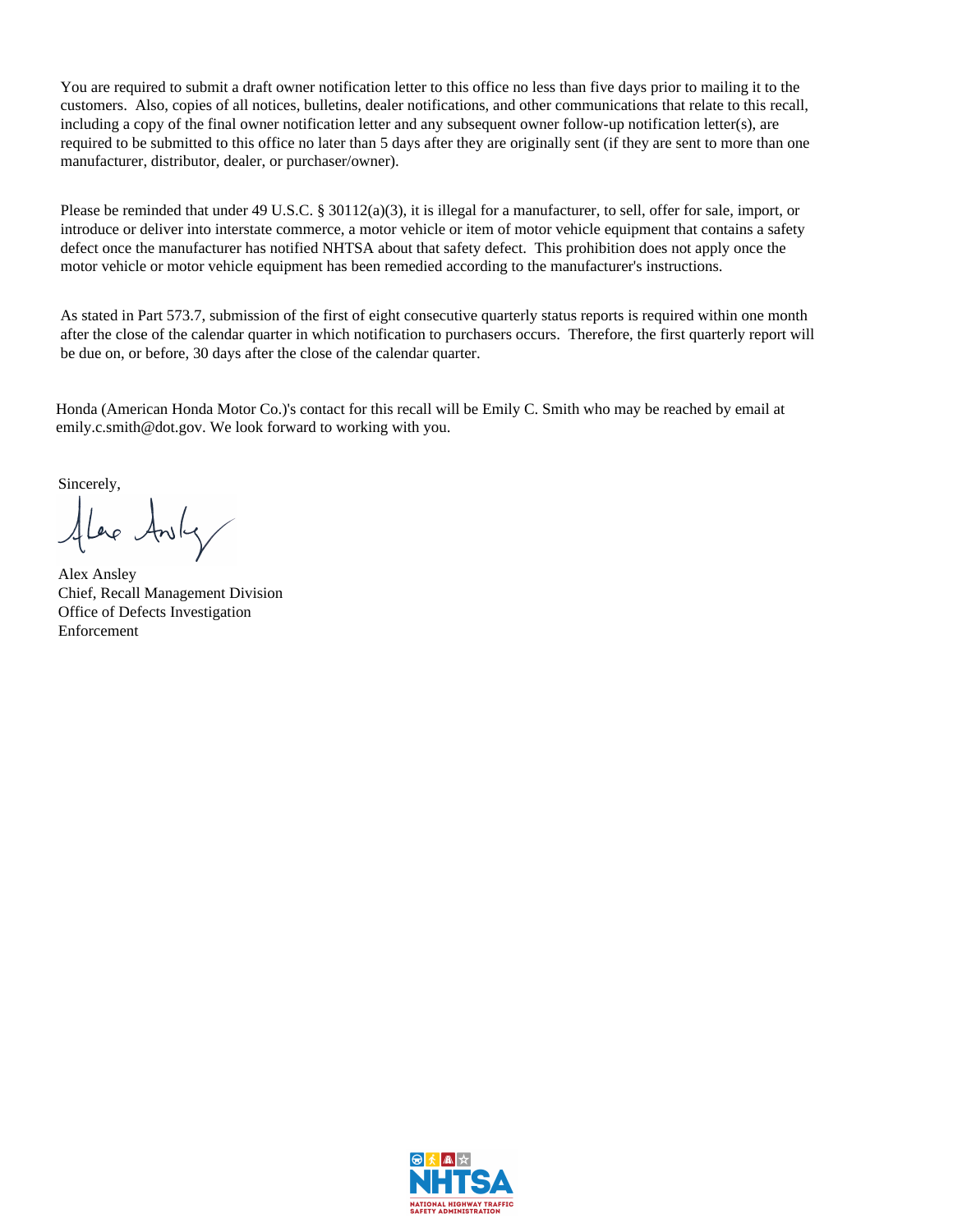You are required to submit a draft owner notification letter to this office no less than five days prior to mailing it to the customers. Also, copies of all notices, bulletins, dealer notifications, and other communications that relate to this recall, including a copy of the final owner notification letter and any subsequent owner follow-up notification letter(s), are required to be submitted to this office no later than 5 days after they are originally sent (if they are sent to more than one manufacturer, distributor, dealer, or purchaser/owner).

Please be reminded that under 49 U.S.C. § 30112(a)(3), it is illegal for a manufacturer, to sell, offer for sale, import, or introduce or deliver into interstate commerce, a motor vehicle or item of motor vehicle equipment that contains a safety defect once the manufacturer has notified NHTSA about that safety defect. This prohibition does not apply once the motor vehicle or motor vehicle equipment has been remedied according to the manufacturer's instructions.

As stated in Part 573.7, submission of the first of eight consecutive quarterly status reports is required within one month after the close of the calendar quarter in which notification to purchasers occurs. Therefore, the first quarterly report will be due on, or before, 30 days after the close of the calendar quarter.

Honda (American Honda Motor Co.)'s contact for this recall will be Emily C. Smith who may be reached by email at emily.c.smith@dot.gov. We look forward to working with you.

Sincerely,

Alex Ansley
Chief, Recall Management Division
Office of Defects Investigation
Enforcement

NHTSA
NATIONAL HIGHWAY TRAFFIC SAFETY ADMINISTRATION